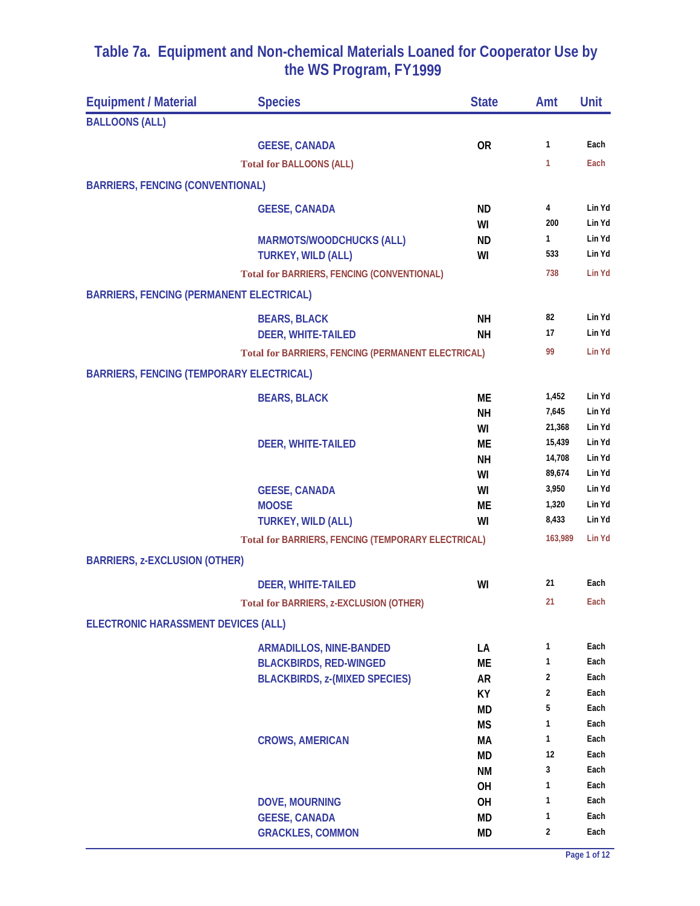# Table 7a. Equipment and Non-chemical Materials Loaned for Cooperator Use by the WS Program, FY1999

| Equipment / Material | Species | State | Amt | Unit |
|---|---|---|---|---|
| BALLOONS (ALL) | | | | |
| | GEESE, CANADA | OR | 1 | Each |
| | Total for BALLOONS (ALL) | | 1 | Each |
| BARRIERS, FENCING (CONVENTIONAL) | | | | |
| | GEESE, CANADA | ND | 4 | Lin Yd |
| | | WI | 200 | Lin Yd |
| | MARMOTS/WOODCHUCKS (ALL) | ND | 1 | Lin Yd |
| | TURKEY, WILD (ALL) | WI | 533 | Lin Yd |
| | Total for BARRIERS, FENCING (CONVENTIONAL) | | 738 | Lin Yd |
| BARRIERS, FENCING (PERMANENT ELECTRICAL) | | | | |
| | BEARS, BLACK | NH | 82 | Lin Yd |
| | DEER, WHITE-TAILED | NH | 17 | Lin Yd |
| | Total for BARRIERS, FENCING (PERMANENT ELECTRICAL) | | 99 | Lin Yd |
| BARRIERS, FENCING (TEMPORARY ELECTRICAL) | | | | |
| | BEARS, BLACK | ME | 1,452 | Lin Yd |
| | | NH | 7,645 | Lin Yd |
| | | WI | 21,368 | Lin Yd |
| | DEER, WHITE-TAILED | ME | 15,439 | Lin Yd |
| | | NH | 14,708 | Lin Yd |
| | | WI | 89,674 | Lin Yd |
| | GEESE, CANADA | WI | 3,950 | Lin Yd |
| | MOOSE | ME | 1,320 | Lin Yd |
| | TURKEY, WILD (ALL) | WI | 8,433 | Lin Yd |
| | Total for BARRIERS, FENCING (TEMPORARY ELECTRICAL) | | 163,989 | Lin Yd |
| BARRIERS, z-EXCLUSION (OTHER) | | | | |
| | DEER, WHITE-TAILED | WI | 21 | Each |
| | Total for BARRIERS, z-EXCLUSION (OTHER) | | 21 | Each |
| ELECTRONIC HARASSMENT DEVICES (ALL) | | | | |
| | ARMADILLOS, NINE-BANDED | LA | 1 | Each |
| | BLACKBIRDS, RED-WINGED | ME | 1 | Each |
| | BLACKBIRDS, z-(MIXED SPECIES) | AR | 2 | Each |
| | | KY | 2 | Each |
| | | MD | 5 | Each |
| | | MS | 1 | Each |
| | CROWS, AMERICAN | MA | 1 | Each |
| | | MD | 12 | Each |
| | | NM | 3 | Each |
| | | OH | 1 | Each |
| | DOVE, MOURNING | OH | 1 | Each |
| | GEESE, CANADA | MD | 1 | Each |
| | GRACKLES, COMMON | MD | 2 | Each |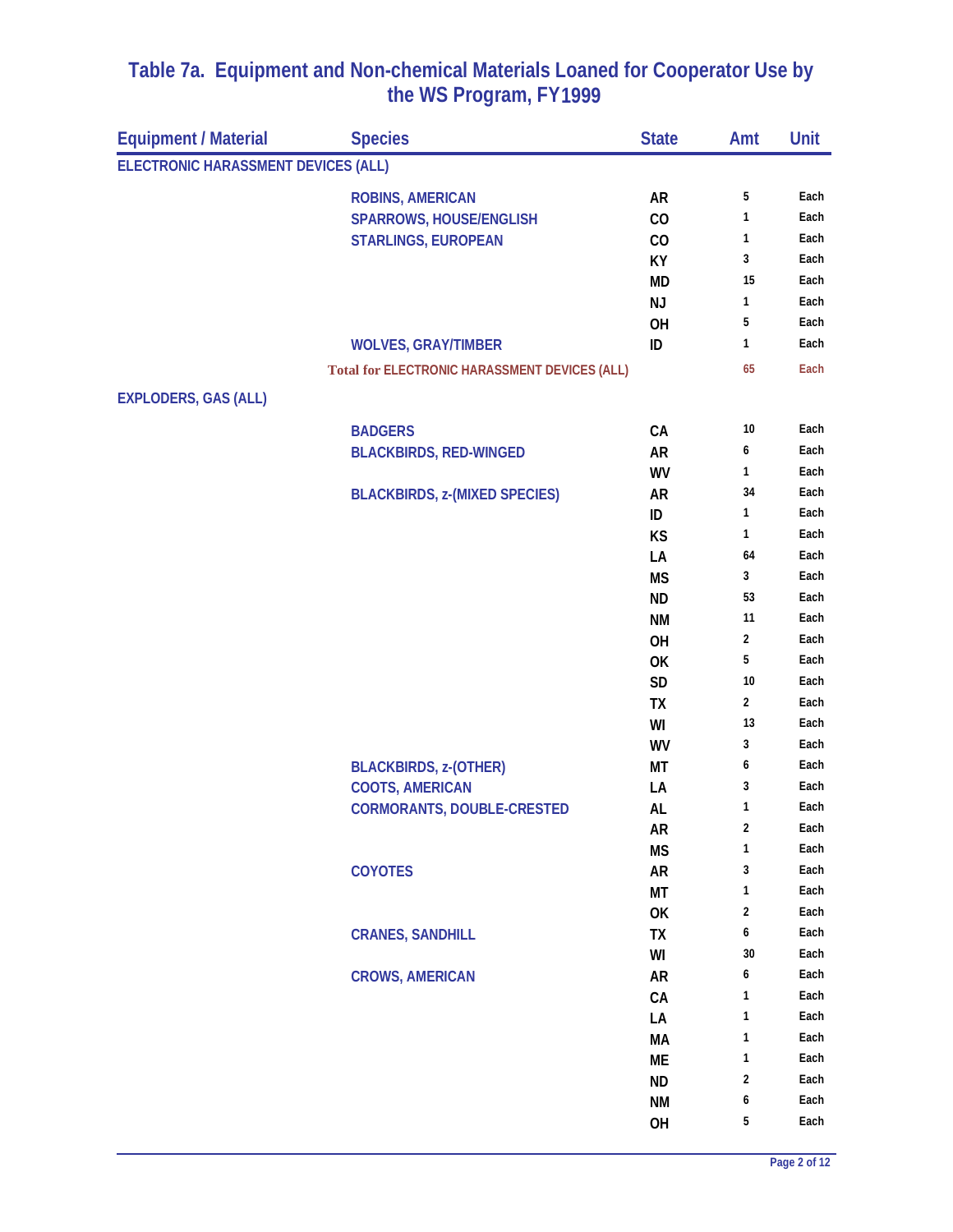## Table 7a. Equipment and Non-chemical Materials Loaned for Cooperator Use by the WS Program, FY1999

| Equipment / Material | Species | State | Amt | Unit |
|---|---|---|---|---|
| ELECTRONIC HARASSMENT DEVICES (ALL) | | | | |
| | ROBINS, AMERICAN | AR | 5 | Each |
| | SPARROWS, HOUSE/ENGLISH | CO | 1 | Each |
| | STARLINGS, EUROPEAN | CO | 1 | Each |
| | | KY | 3 | Each |
| | | MD | 15 | Each |
| | | NJ | 1 | Each |
| | | OH | 5 | Each |
| | WOLVES, GRAY/TIMBER | ID | 1 | Each |
| | Total for ELECTRONIC HARASSMENT DEVICES (ALL) | | 65 | Each |
| EXPLODERS, GAS (ALL) | | | | |
| | BADGERS | CA | 10 | Each |
| | BLACKBIRDS, RED-WINGED | AR | 6 | Each |
| | | WV | 1 | Each |
| | BLACKBIRDS, z-(MIXED SPECIES) | AR | 34 | Each |
| | | ID | 1 | Each |
| | | KS | 1 | Each |
| | | LA | 64 | Each |
| | | MS | 3 | Each |
| | | ND | 53 | Each |
| | | NM | 11 | Each |
| | | OH | 2 | Each |
| | | OK | 5 | Each |
| | | SD | 10 | Each |
| | | TX | 2 | Each |
| | | WI | 13 | Each |
| | | WV | 3 | Each |
| | BLACKBIRDS, z-(OTHER) | MT | 6 | Each |
| | COOTS, AMERICAN | LA | 3 | Each |
| | CORMORANTS, DOUBLE-CRESTED | AL | 1 | Each |
| | | AR | 2 | Each |
| | | MS | 1 | Each |
| | COYOTES | AR | 3 | Each |
| | | MT | 1 | Each |
| | | OK | 2 | Each |
| | CRANES, SANDHILL | TX | 6 | Each |
| | | WI | 30 | Each |
| | CROWS, AMERICAN | AR | 6 | Each |
| | | CA | 1 | Each |
| | | LA | 1 | Each |
| | | MA | 1 | Each |
| | | ME | 1 | Each |
| | | ND | 2 | Each |
| | | NM | 6 | Each |
| | | OH | 5 | Each |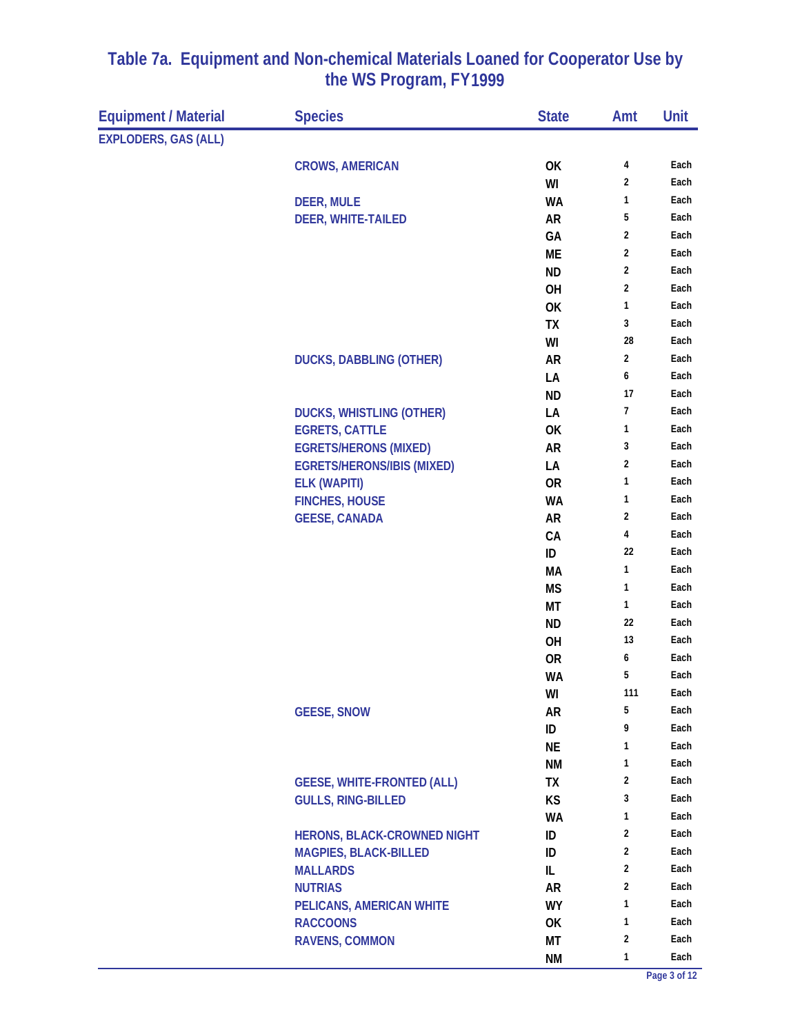# Table 7a. Equipment and Non-chemical Materials Loaned for Cooperator Use by the WS Program, FY1999

| Equipment / Material | Species | State | Amt | Unit |
|---|---|---|---|---|
| EXPLODERS, GAS (ALL) | | | | |
| | CROWS, AMERICAN | OK | 4 | Each |
| | | WI | 2 | Each |
| | DEER, MULE | WA | 1 | Each |
| | DEER, WHITE-TAILED | AR | 5 | Each |
| | | GA | 2 | Each |
| | | ME | 2 | Each |
| | | ND | 2 | Each |
| | | OH | 2 | Each |
| | | OK | 1 | Each |
| | | TX | 3 | Each |
| | | WI | 28 | Each |
| | DUCKS, DABBLING (OTHER) | AR | 2 | Each |
| | | LA | 6 | Each |
| | | ND | 17 | Each |
| | DUCKS, WHISTLING (OTHER) | LA | 7 | Each |
| | EGRETS, CATTLE | OK | 1 | Each |
| | EGRETS/HERONS (MIXED) | AR | 3 | Each |
| | EGRETS/HERONS/IBIS (MIXED) | LA | 2 | Each |
| | ELK (WAPITI) | OR | 1 | Each |
| | FINCHES, HOUSE | WA | 1 | Each |
| | GEESE, CANADA | AR | 2 | Each |
| | | CA | 4 | Each |
| | | ID | 22 | Each |
| | | MA | 1 | Each |
| | | MS | 1 | Each |
| | | MT | 1 | Each |
| | | ND | 22 | Each |
| | | OH | 13 | Each |
| | | OR | 6 | Each |
| | | WA | 5 | Each |
| | | WI | 111 | Each |
| | GEESE, SNOW | AR | 5 | Each |
| | | ID | 9 | Each |
| | | NE | 1 | Each |
| | | NM | 1 | Each |
| | GEESE, WHITE-FRONTED (ALL) | TX | 2 | Each |
| | GULLS, RING-BILLED | KS | 3 | Each |
| | | WA | 1 | Each |
| | HERONS, BLACK-CROWNED NIGHT | ID | 2 | Each |
| | MAGPIES, BLACK-BILLED | ID | 2 | Each |
| | MALLARDS | IL | 2 | Each |
| | NUTRIAS | AR | 2 | Each |
| | PELICANS, AMERICAN WHITE | WY | 1 | Each |
| | RACCOONS | OK | 1 | Each |
| | RAVENS, COMMON | MT | 2 | Each |
| | | NM | 1 | Each |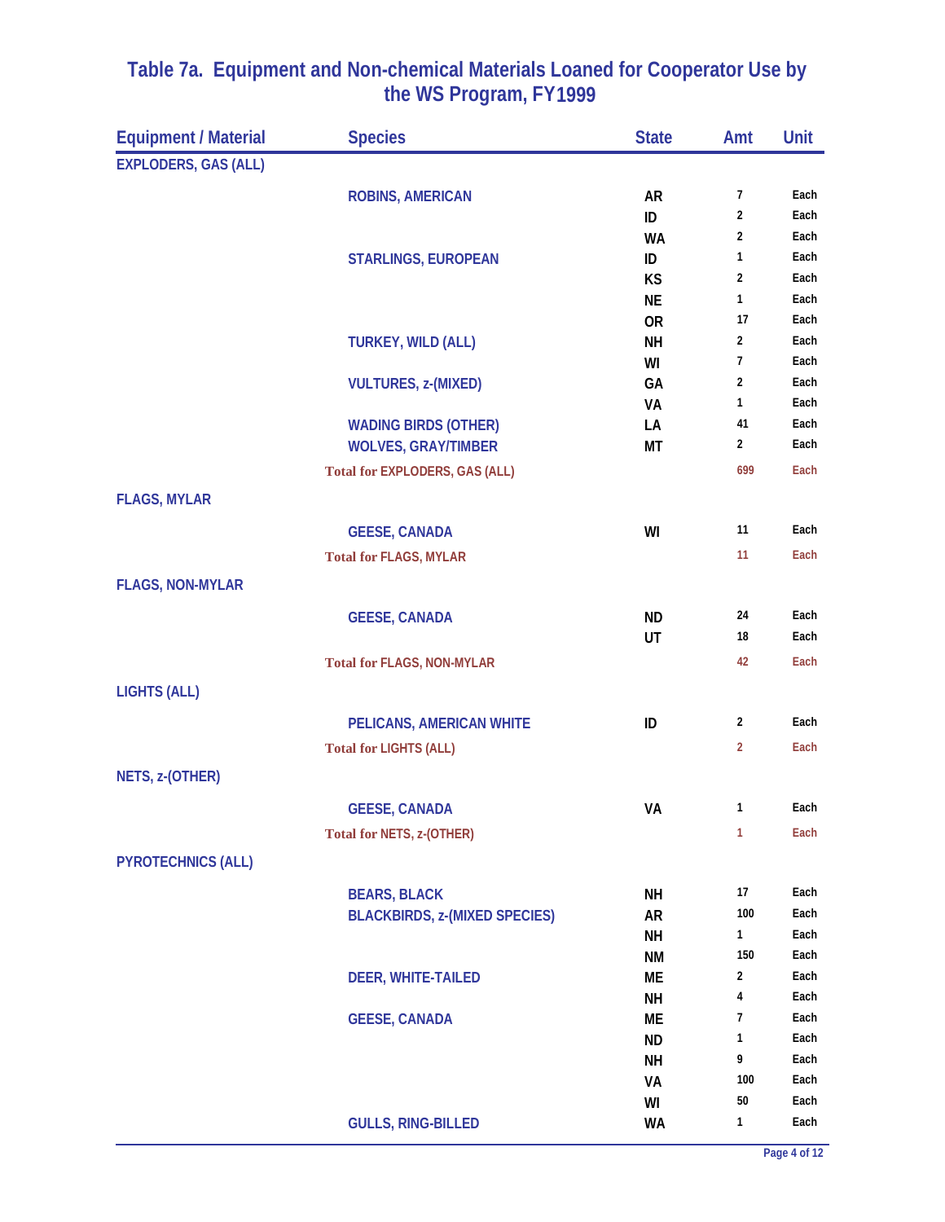# Table 7a. Equipment and Non-chemical Materials Loaned for Cooperator Use by the WS Program, FY1999

| Equipment / Material | Species | State | Amt | Unit |
|---|---|---|---|---|
| EXPLODERS, GAS (ALL) | | | | |
| | ROBINS, AMERICAN | AR | 7 | Each |
| | | ID | 2 | Each |
| | | WA | 2 | Each |
| | STARLINGS, EUROPEAN | ID | 1 | Each |
| | | KS | 2 | Each |
| | | NE | 1 | Each |
| | | OR | 17 | Each |
| | TURKEY, WILD (ALL) | NH | 2 | Each |
| | | WI | 7 | Each |
| | VULTURES, z-(MIXED) | GA | 2 | Each |
| | | VA | 1 | Each |
| | WADING BIRDS (OTHER) | LA | 41 | Each |
| | WOLVES, GRAY/TIMBER | MT | 2 | Each |
| | Total for EXPLODERS, GAS (ALL) | | 699 | Each |
| FLAGS, MYLAR | | | | |
| | GEESE, CANADA | WI | 11 | Each |
| | Total for FLAGS, MYLAR | | 11 | Each |
| FLAGS, NON-MYLAR | | | | |
| | GEESE, CANADA | ND | 24 | Each |
| | | UT | 18 | Each |
| | Total for FLAGS, NON-MYLAR | | 42 | Each |
| LIGHTS (ALL) | | | | |
| | PELICANS, AMERICAN WHITE | ID | 2 | Each |
| | Total for LIGHTS (ALL) | | 2 | Each |
| NETS, z-(OTHER) | | | | |
| | GEESE, CANADA | VA | 1 | Each |
| | Total for NETS, z-(OTHER) | | 1 | Each |
| PYROTECHNICS (ALL) | | | | |
| | BEARS, BLACK | NH | 17 | Each |
| | BLACKBIRDS, z-(MIXED SPECIES) | AR | 100 | Each |
| | | NH | 1 | Each |
| | | NM | 150 | Each |
| | DEER, WHITE-TAILED | ME | 2 | Each |
| | | NH | 4 | Each |
| | GEESE, CANADA | ME | 7 | Each |
| | | ND | 1 | Each |
| | | NH | 9 | Each |
| | | VA | 100 | Each |
| | | WI | 50 | Each |
| | GULLS, RING-BILLED | WA | 1 | Each |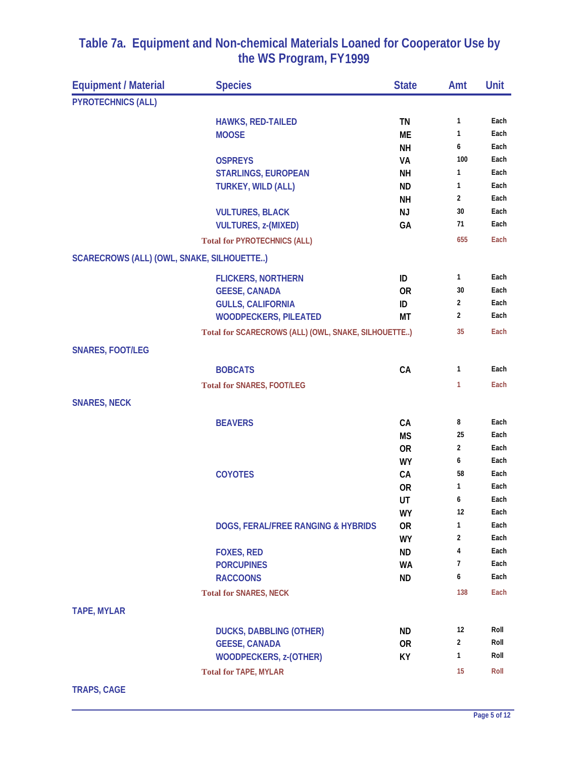# Table 7a. Equipment and Non-chemical Materials Loaned for Cooperator Use by the WS Program, FY1999

| Equipment / Material | Species | State | Amt | Unit |
|---|---|---|---|---|
| PYROTECHNICS (ALL) | | | | |
| | HAWKS, RED-TAILED | TN | 1 | Each |
| | MOOSE | ME | 1 | Each |
| | | NH | 6 | Each |
| | OSPREYS | VA | 100 | Each |
| | STARLINGS, EUROPEAN | NH | 1 | Each |
| | TURKEY, WILD (ALL) | ND | 1 | Each |
| | | NH | 2 | Each |
| | VULTURES, BLACK | NJ | 30 | Each |
| | VULTURES, z-(MIXED) | GA | 71 | Each |
| | Total for PYROTECHNICS (ALL) | | 655 | Each |
| SCARECROWS (ALL) (OWL, SNAKE, SILHOUETTE..) | | | | |
| | FLICKERS, NORTHERN | ID | 1 | Each |
| | GEESE, CANADA | OR | 30 | Each |
| | GULLS, CALIFORNIA | ID | 2 | Each |
| | WOODPECKERS, PILEATED | MT | 2 | Each |
| | Total for SCARECROWS (ALL) (OWL, SNAKE, SILHOUETTE..) | | 35 | Each |
| SNARES, FOOT/LEG | | | | |
| | BOBCATS | CA | 1 | Each |
| | Total for SNARES, FOOT/LEG | | 1 | Each |
| SNARES, NECK | | | | |
| | BEAVERS | CA | 8 | Each |
| | | MS | 25 | Each |
| | | OR | 2 | Each |
| | | WY | 6 | Each |
| | COYOTES | CA | 58 | Each |
| | | OR | 1 | Each |
| | | UT | 6 | Each |
| | | WY | 12 | Each |
| | DOGS, FERAL/FREE RANGING & HYBRIDS | OR | 1 | Each |
| | | WY | 2 | Each |
| | FOXES, RED | ND | 4 | Each |
| | PORCUPINES | WA | 7 | Each |
| | RACCOONS | ND | 6 | Each |
| | Total for SNARES, NECK | | 138 | Each |
| TAPE, MYLAR | | | | |
| | DUCKS, DABBLING (OTHER) | ND | 12 | Roll |
| | GEESE, CANADA | OR | 2 | Roll |
| | WOODPECKERS, z-(OTHER) | KY | 1 | Roll |
| | Total for TAPE, MYLAR | | 15 | Roll |
| TRAPS, CAGE | | | | |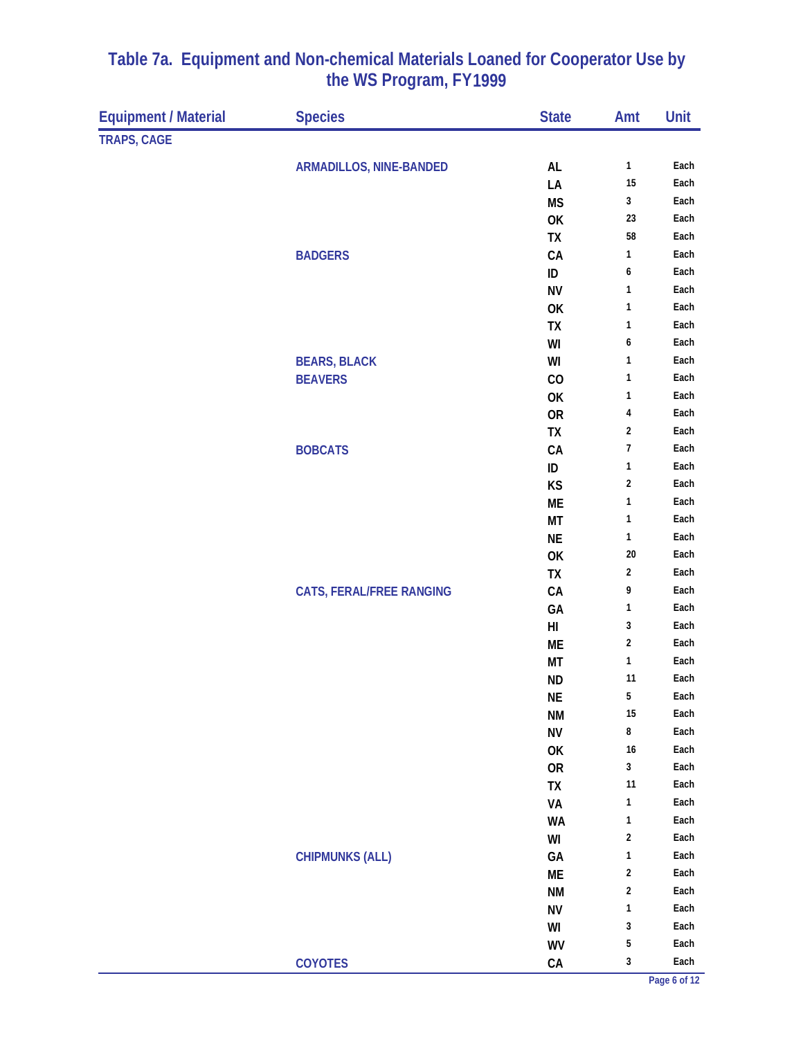# Table 7a. Equipment and Non-chemical Materials Loaned for Cooperator Use by the WS Program, FY1999

| Equipment / Material | Species | State | Amt | Unit |
|---|---|---|---|---|
| TRAPS, CAGE | | | | |
| | ARMADILLOS, NINE-BANDED | AL | 1 | Each |
| | | LA | 15 | Each |
| | | MS | 3 | Each |
| | | OK | 23 | Each |
| | | TX | 58 | Each |
| | BADGERS | CA | 1 | Each |
| | | ID | 6 | Each |
| | | NV | 1 | Each |
| | | OK | 1 | Each |
| | | TX | 1 | Each |
| | | WI | 6 | Each |
| | BEARS, BLACK | WI | 1 | Each |
| | BEAVERS | CO | 1 | Each |
| | | OK | 1 | Each |
| | | OR | 4 | Each |
| | | TX | 2 | Each |
| | BOBCATS | CA | 7 | Each |
| | | ID | 1 | Each |
| | | KS | 2 | Each |
| | | ME | 1 | Each |
| | | MT | 1 | Each |
| | | NE | 1 | Each |
| | | OK | 20 | Each |
| | | TX | 2 | Each |
| | CATS, FERAL/FREE RANGING | CA | 9 | Each |
| | | GA | 1 | Each |
| | | HI | 3 | Each |
| | | ME | 2 | Each |
| | | MT | 1 | Each |
| | | ND | 11 | Each |
| | | NE | 5 | Each |
| | | NM | 15 | Each |
| | | NV | 8 | Each |
| | | OK | 16 | Each |
| | | OR | 3 | Each |
| | | TX | 11 | Each |
| | | VA | 1 | Each |
| | | WA | 1 | Each |
| | | WI | 2 | Each |
| | CHIPMUNKS (ALL) | GA | 1 | Each |
| | | ME | 2 | Each |
| | | NM | 2 | Each |
| | | NV | 1 | Each |
| | | WI | 3 | Each |
| | | WV | 5 | Each |
| | COYOTES | CA | 3 | Each |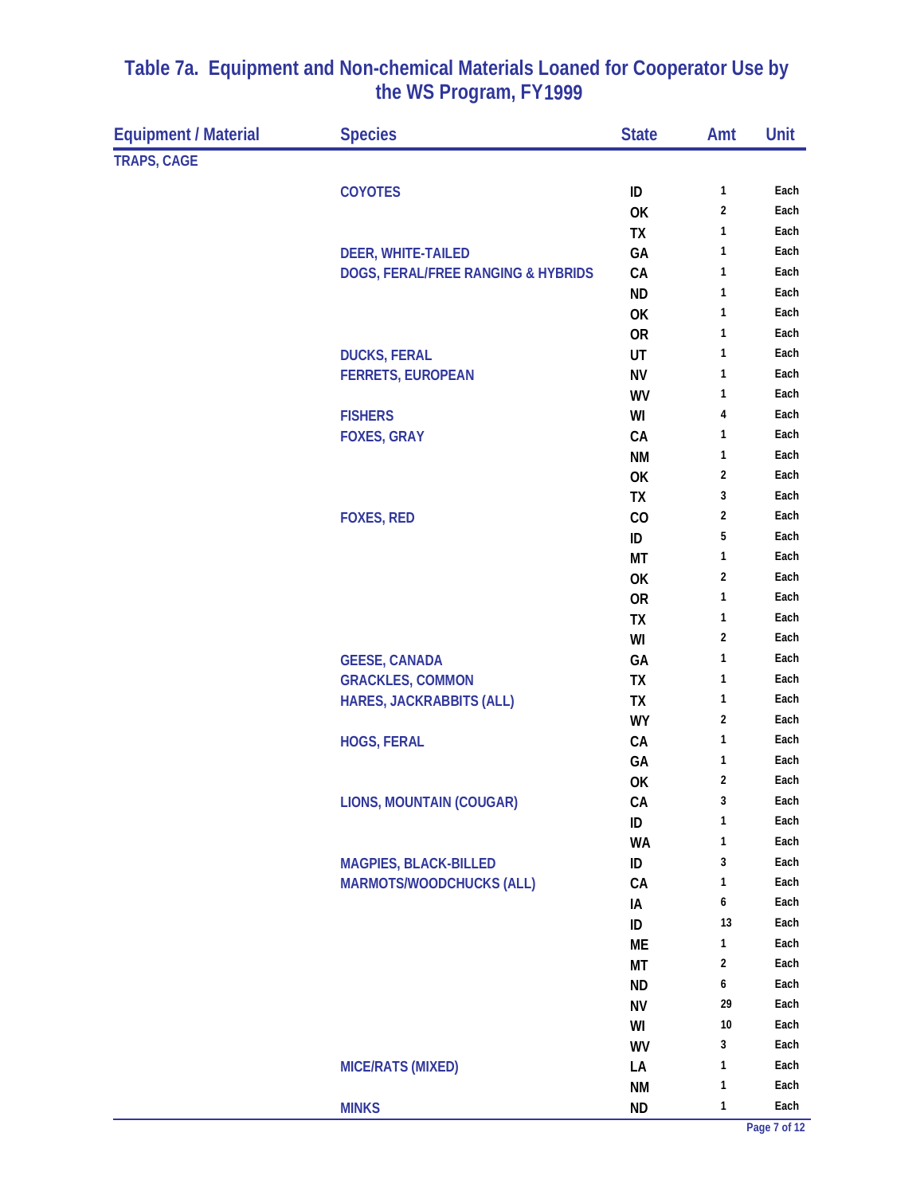# Table 7a. Equipment and Non-chemical Materials Loaned for Cooperator Use by the WS Program, FY1999

| Equipment / Material | Species | State | Amt | Unit |
|---|---|---|---|---|
| TRAPS, CAGE | | | | |
| | COYOTES | ID | 1 | Each |
| | | OK | 2 | Each |
| | | TX | 1 | Each |
| | DEER, WHITE-TAILED | GA | 1 | Each |
| | DOGS, FERAL/FREE RANGING & HYBRIDS | CA | 1 | Each |
| | | ND | 1 | Each |
| | | OK | 1 | Each |
| | | OR | 1 | Each |
| | DUCKS, FERAL | UT | 1 | Each |
| | FERRETS, EUROPEAN | NV | 1 | Each |
| | | WV | 1 | Each |
| | FISHERS | WI | 4 | Each |
| | FOXES, GRAY | CA | 1 | Each |
| | | NM | 1 | Each |
| | | OK | 2 | Each |
| | | TX | 3 | Each |
| | FOXES, RED | CO | 2 | Each |
| | | ID | 5 | Each |
| | | MT | 1 | Each |
| | | OK | 2 | Each |
| | | OR | 1 | Each |
| | | TX | 1 | Each |
| | | WI | 2 | Each |
| | GEESE, CANADA | GA | 1 | Each |
| | GRACKLES, COMMON | TX | 1 | Each |
| | HARES, JACKRABBITS (ALL) | TX | 1 | Each |
| | | WY | 2 | Each |
| | HOGS, FERAL | CA | 1 | Each |
| | | GA | 1 | Each |
| | | OK | 2 | Each |
| | LIONS, MOUNTAIN (COUGAR) | CA | 3 | Each |
| | | ID | 1 | Each |
| | | WA | 1 | Each |
| | MAGPIES, BLACK-BILLED | ID | 3 | Each |
| | MARMOTS/WOODCHUCKS (ALL) | CA | 1 | Each |
| | | IA | 6 | Each |
| | | ID | 13 | Each |
| | | ME | 1 | Each |
| | | MT | 2 | Each |
| | | ND | 6 | Each |
| | | NV | 29 | Each |
| | | WI | 10 | Each |
| | | WV | 3 | Each |
| | MICE/RATS (MIXED) | LA | 1 | Each |
| | | NM | 1 | Each |
| | MINKS | ND | 1 | Each |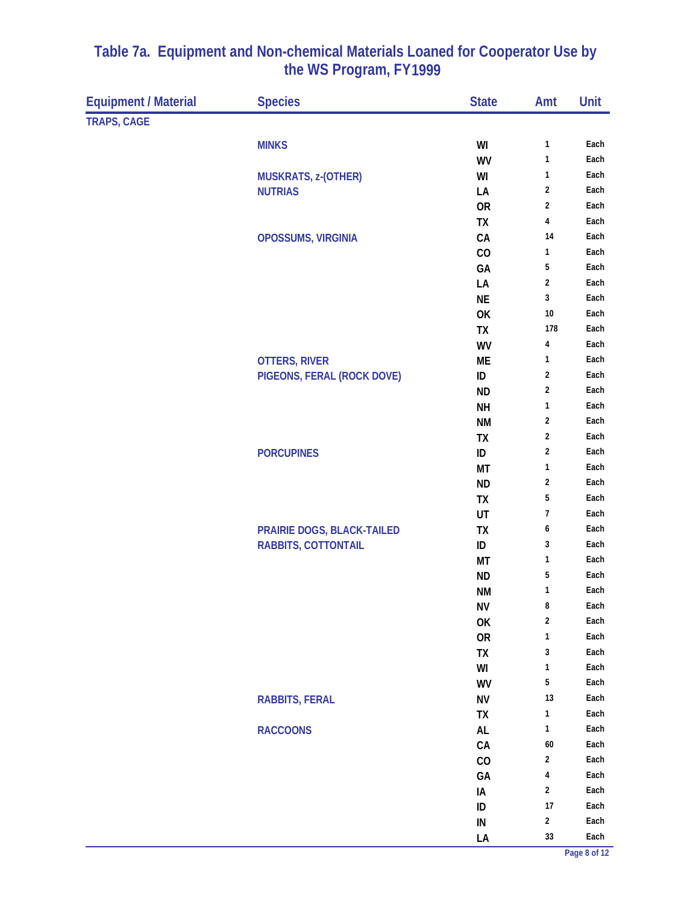## Table 7a. Equipment and Non-chemical Materials Loaned for Cooperator Use by the WS Program, FY1999

| Equipment / Material | Species | State | Amt | Unit |
|---|---|---|---|---|
| TRAPS, CAGE | | | | |
| | MINKS | WI | 1 | Each |
| | | WV | 1 | Each |
| | MUSKRATS, z-(OTHER) | WI | 1 | Each |
| | NUTRIAS | LA | 2 | Each |
| | | OR | 2 | Each |
| | | TX | 4 | Each |
| | OPOSSUMS, VIRGINIA | CA | 14 | Each |
| | | CO | 1 | Each |
| | | GA | 5 | Each |
| | | LA | 2 | Each |
| | | NE | 3 | Each |
| | | OK | 10 | Each |
| | | TX | 178 | Each |
| | | WV | 4 | Each |
| | OTTERS, RIVER | ME | 1 | Each |
| | PIGEONS, FERAL (ROCK DOVE) | ID | 2 | Each |
| | | ND | 2 | Each |
| | | NH | 1 | Each |
| | | NM | 2 | Each |
| | | TX | 2 | Each |
| | PORCUPINES | ID | 2 | Each |
| | | MT | 1 | Each |
| | | ND | 2 | Each |
| | | TX | 5 | Each |
| | | UT | 7 | Each |
| | PRAIRIE DOGS, BLACK-TAILED | TX | 6 | Each |
| | RABBITS, COTTONTAIL | ID | 3 | Each |
| | | MT | 1 | Each |
| | | ND | 5 | Each |
| | | NM | 1 | Each |
| | | NV | 8 | Each |
| | | OK | 2 | Each |
| | | OR | 1 | Each |
| | | TX | 3 | Each |
| | | WI | 1 | Each |
| | | WV | 5 | Each |
| | RABBITS, FERAL | NV | 13 | Each |
| | | TX | 1 | Each |
| | RACCOONS | AL | 1 | Each |
| | | CA | 60 | Each |
| | | CO | 2 | Each |
| | | GA | 4 | Each |
| | | IA | 2 | Each |
| | | ID | 17 | Each |
| | | IN | 2 | Each |
| | | LA | 33 | Each |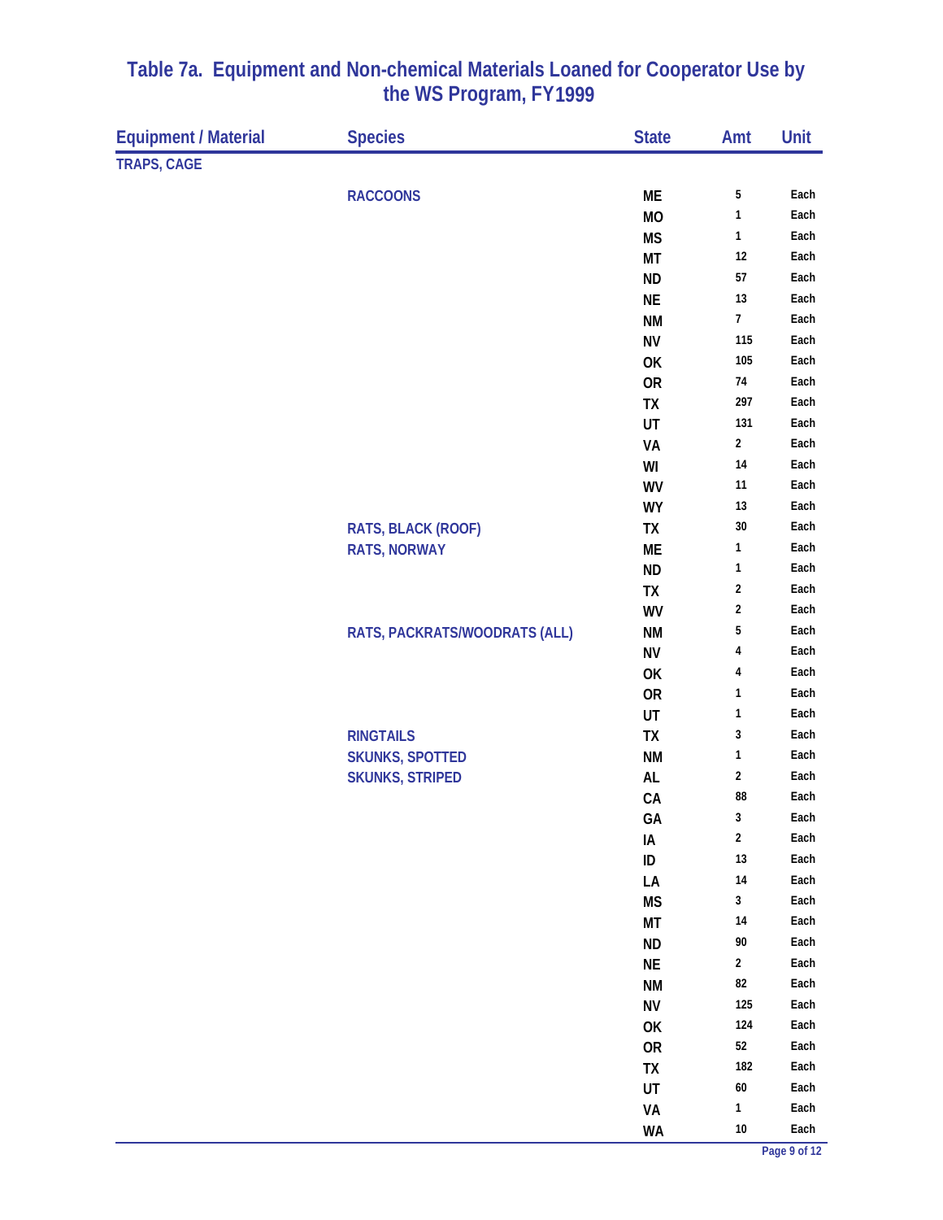## Table 7a. Equipment and Non-chemical Materials Loaned for Cooperator Use by the WS Program, FY1999

| Equipment / Material | Species | State | Amt | Unit |
|---|---|---|---|---|
| TRAPS, CAGE | | | | |
| | RACCOONS | ME | 5 | Each |
| | | MO | 1 | Each |
| | | MS | 1 | Each |
| | | MT | 12 | Each |
| | | ND | 57 | Each |
| | | NE | 13 | Each |
| | | NM | 7 | Each |
| | | NV | 115 | Each |
| | | OK | 105 | Each |
| | | OR | 74 | Each |
| | | TX | 297 | Each |
| | | UT | 131 | Each |
| | | VA | 2 | Each |
| | | WI | 14 | Each |
| | | WV | 11 | Each |
| | | WY | 13 | Each |
| | RATS, BLACK (ROOF) | TX | 30 | Each |
| | RATS, NORWAY | ME | 1 | Each |
| | | ND | 1 | Each |
| | | TX | 2 | Each |
| | | WV | 2 | Each |
| | RATS, PACKRATS/WOODRATS (ALL) | NM | 5 | Each |
| | | NV | 4 | Each |
| | | OK | 4 | Each |
| | | OR | 1 | Each |
| | | UT | 1 | Each |
| | RINGTAILS | TX | 3 | Each |
| | SKUNKS, SPOTTED | NM | 1 | Each |
| | SKUNKS, STRIPED | AL | 2 | Each |
| | | CA | 88 | Each |
| | | GA | 3 | Each |
| | | IA | 2 | Each |
| | | ID | 13 | Each |
| | | LA | 14 | Each |
| | | MS | 3 | Each |
| | | MT | 14 | Each |
| | | ND | 90 | Each |
| | | NE | 2 | Each |
| | | NM | 82 | Each |
| | | NV | 125 | Each |
| | | OK | 124 | Each |
| | | OR | 52 | Each |
| | | TX | 182 | Each |
| | | UT | 60 | Each |
| | | VA | 1 | Each |
| | | WA | 10 | Each |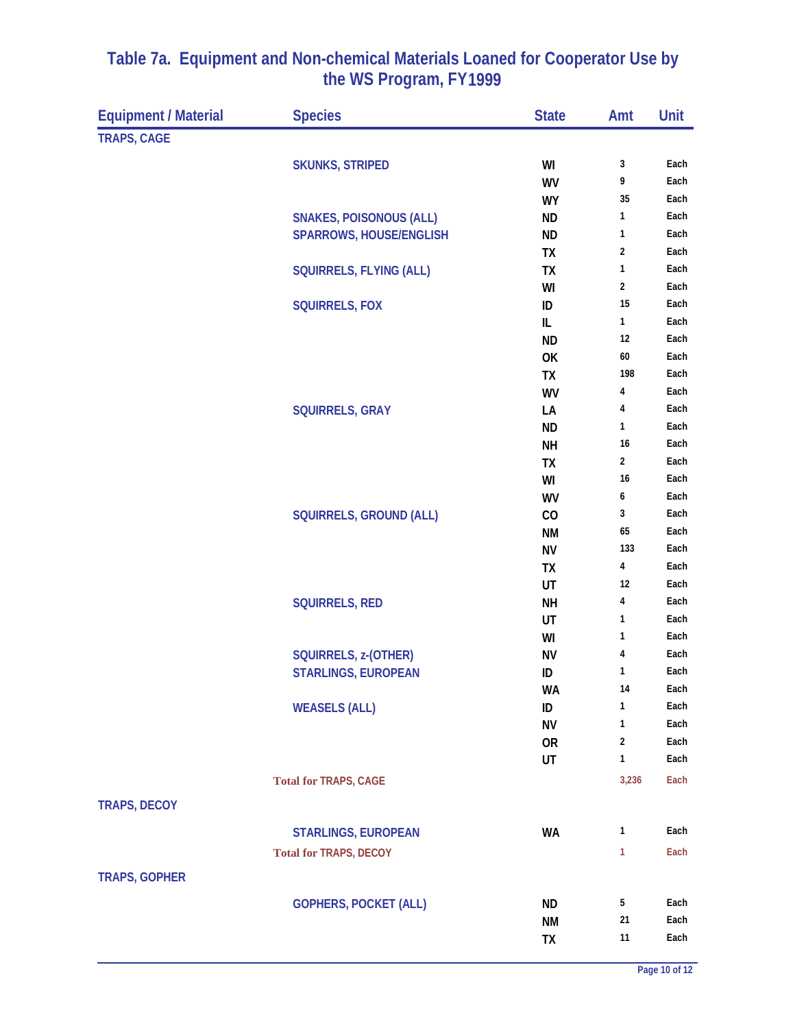## Table 7a. Equipment and Non-chemical Materials Loaned for Cooperator Use by the WS Program, FY1999

| Equipment / Material | Species | State | Amt | Unit |
|---|---|---|---|---|
| TRAPS, CAGE | | | | |
| | SKUNKS, STRIPED | WI | 3 | Each |
| | | WV | 9 | Each |
| | | WY | 35 | Each |
| | SNAKES, POISONOUS (ALL) | ND | 1 | Each |
| | SPARROWS, HOUSE/ENGLISH | ND | 1 | Each |
| | | TX | 2 | Each |
| | SQUIRRELS, FLYING (ALL) | TX | 1 | Each |
| | | WI | 2 | Each |
| | SQUIRRELS, FOX | ID | 15 | Each |
| | | IL | 1 | Each |
| | | ND | 12 | Each |
| | | OK | 60 | Each |
| | | TX | 198 | Each |
| | | WV | 4 | Each |
| | SQUIRRELS, GRAY | LA | 4 | Each |
| | | ND | 1 | Each |
| | | NH | 16 | Each |
| | | TX | 2 | Each |
| | | WI | 16 | Each |
| | | WV | 6 | Each |
| | SQUIRRELS, GROUND (ALL) | CO | 3 | Each |
| | | NM | 65 | Each |
| | | NV | 133 | Each |
| | | TX | 4 | Each |
| | | UT | 12 | Each |
| | SQUIRRELS, RED | NH | 4 | Each |
| | | UT | 1 | Each |
| | | WI | 1 | Each |
| | SQUIRRELS, z-(OTHER) | NV | 4 | Each |
| | STARLINGS, EUROPEAN | ID | 1 | Each |
| | | WA | 14 | Each |
| | WEASELS (ALL) | ID | 1 | Each |
| | | NV | 1 | Each |
| | | OR | 2 | Each |
| | | UT | 1 | Each |
| | **Total for TRAPS, CAGE** | | **3,236** | **Each** |
| TRAPS, DECOY | | | | |
| | STARLINGS, EUROPEAN | WA | 1 | Each |
| | **Total for TRAPS, DECOY** | | **1** | **Each** |
| TRAPS, GOPHER | | | | |
| | GOPHERS, POCKET (ALL) | ND | 5 | Each |
| | | NM | 21 | Each |
| | | TX | 11 | Each |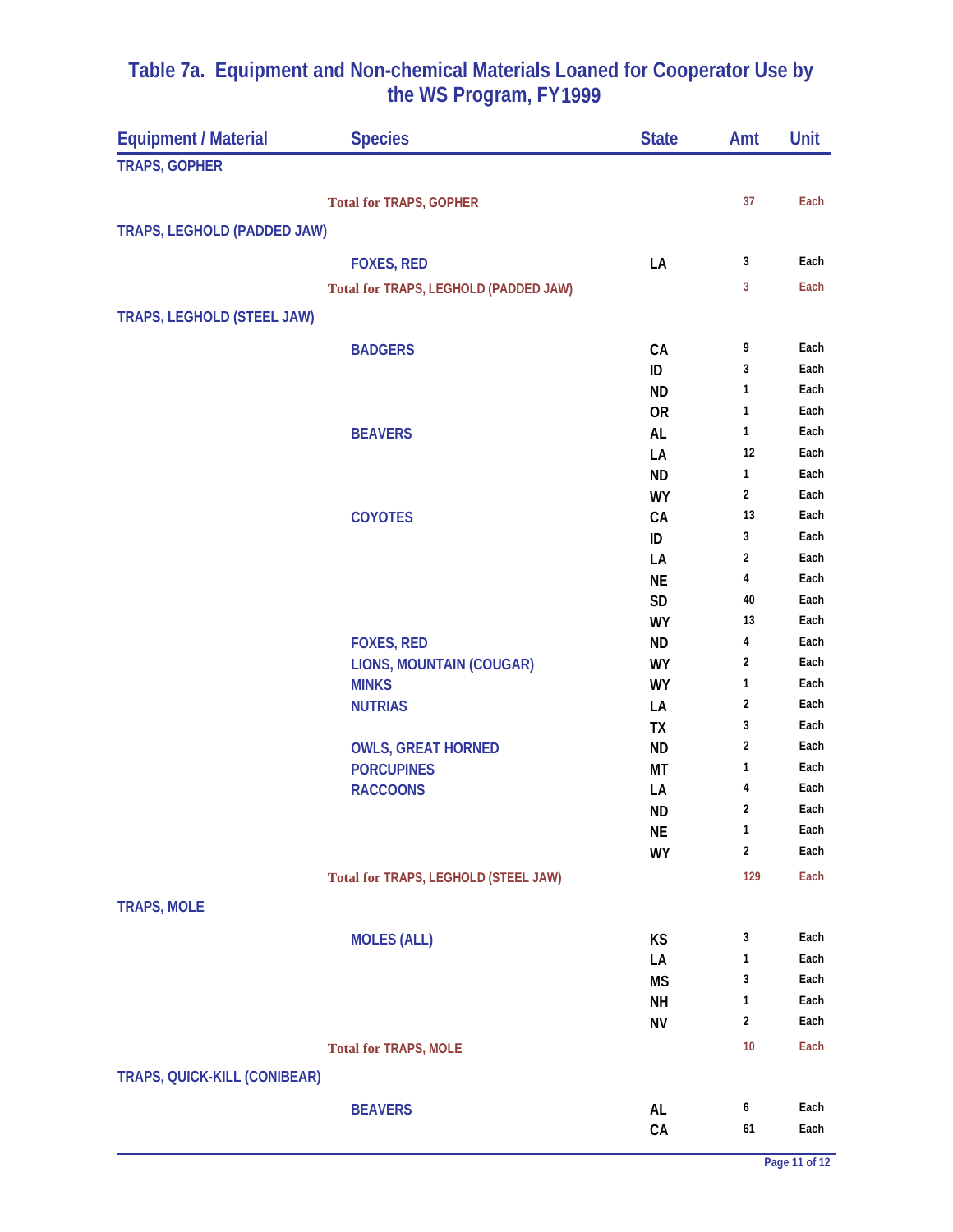# Table 7a. Equipment and Non-chemical Materials Loaned for Cooperator Use by the WS Program, FY1999

| Equipment / Material | Species | State | Amt | Unit |
|---|---|---|---|---|
| **TRAPS, GOPHER** | | | | |
| | Total for TRAPS, GOPHER | | 37 | Each |
| **TRAPS, LEGHOLD (PADDED JAW)** | | | | |
| | FOXES, RED | LA | 3 | Each |
| | Total for TRAPS, LEGHOLD (PADDED JAW) | | 3 | Each |
| **TRAPS, LEGHOLD (STEEL JAW)** | | | | |
| | BADGERS | CA | 9 | Each |
| | | ID | 3 | Each |
| | | ND | 1 | Each |
| | | OR | 1 | Each |
| | BEAVERS | AL | 1 | Each |
| | | LA | 12 | Each |
| | | ND | 1 | Each |
| | | WY | 2 | Each |
| | COYOTES | CA | 13 | Each |
| | | ID | 3 | Each |
| | | LA | 2 | Each |
| | | NE | 4 | Each |
| | | SD | 40 | Each |
| | | WY | 13 | Each |
| | FOXES, RED | ND | 4 | Each |
| | LIONS, MOUNTAIN (COUGAR) | WY | 2 | Each |
| | MINKS | WY | 1 | Each |
| | NUTRIAS | LA | 2 | Each |
| | | TX | 3 | Each |
| | OWLS, GREAT HORNED | ND | 2 | Each |
| | PORCUPINES | MT | 1 | Each |
| | RACCOONS | LA | 4 | Each |
| | | ND | 2 | Each |
| | | NE | 1 | Each |
| | | WY | 2 | Each |
| | Total for TRAPS, LEGHOLD (STEEL JAW) | | 129 | Each |
| **TRAPS, MOLE** | | | | |
| | MOLES (ALL) | KS | 3 | Each |
| | | LA | 1 | Each |
| | | MS | 3 | Each |
| | | NH | 1 | Each |
| | | NV | 2 | Each |
| | Total for TRAPS, MOLE | | 10 | Each |
| **TRAPS, QUICK-KILL (CONIBEAR)** | | | | |
| | BEAVERS | AL | 6 | Each |
| | | CA | 61 | Each |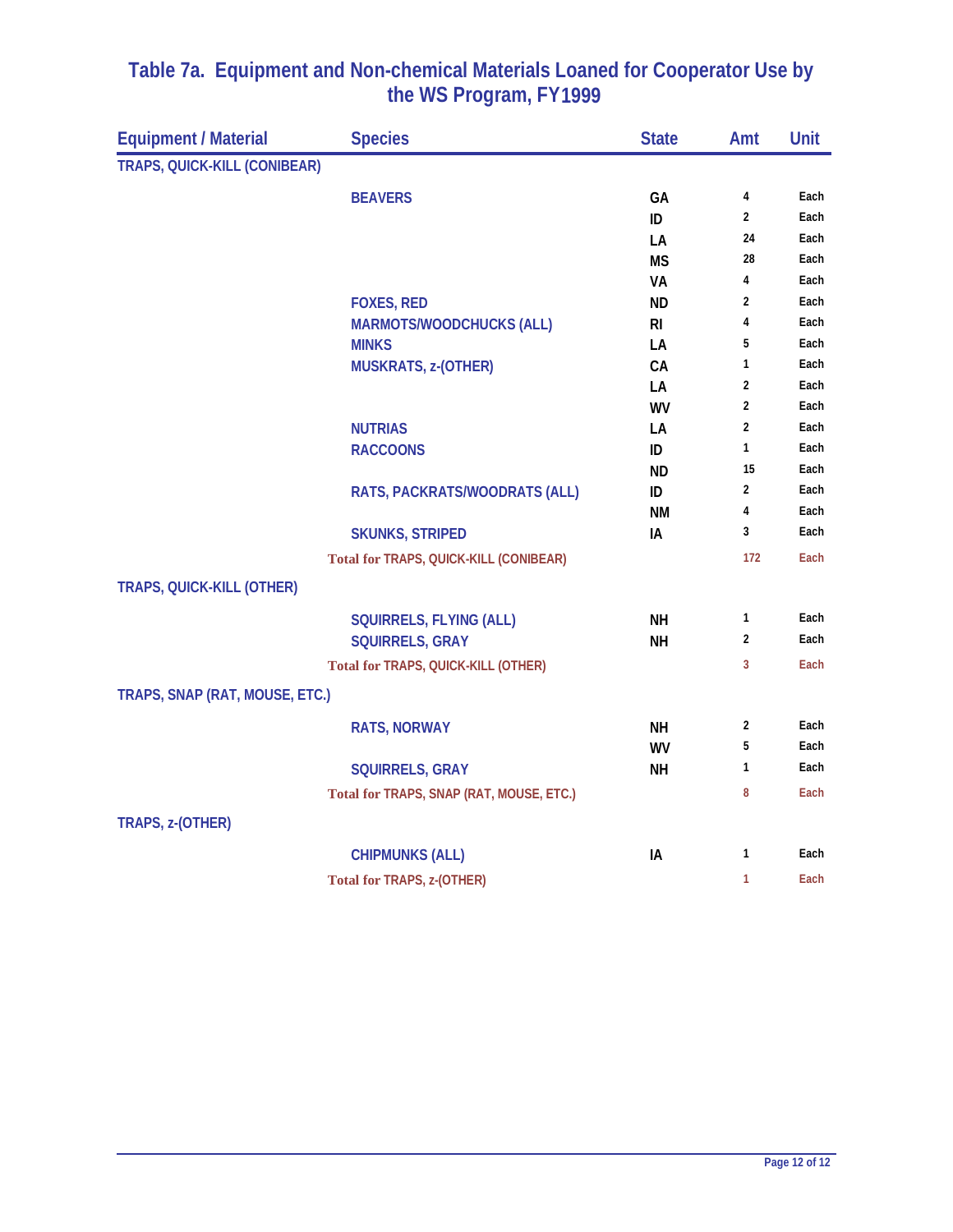# Table 7a. Equipment and Non-chemical Materials Loaned for Cooperator Use by the WS Program, FY1999

| Equipment / Material | Species | State | Amt | Unit |
|---|---|---|---|---|
| TRAPS, QUICK-KILL (CONIBEAR) | | | | |
| | BEAVERS | GA | 4 | Each |
| | | ID | 2 | Each |
| | | LA | 24 | Each |
| | | MS | 28 | Each |
| | | VA | 4 | Each |
| | FOXES, RED | ND | 2 | Each |
| | MARMOTS/WOODCHUCKS (ALL) | RI | 4 | Each |
| | MINKS | LA | 5 | Each |
| | MUSKRATS, z-(OTHER) | CA | 1 | Each |
| | | LA | 2 | Each |
| | | WV | 2 | Each |
| | NUTRIAS | LA | 2 | Each |
| | RACCOONS | ID | 1 | Each |
| | | ND | 15 | Each |
| | RATS, PACKRATS/WOODRATS (ALL) | ID | 2 | Each |
| | | NM | 4 | Each |
| | SKUNKS, STRIPED | IA | 3 | Each |
| | Total for TRAPS, QUICK-KILL (CONIBEAR) | | 172 | Each |
| TRAPS, QUICK-KILL (OTHER) | | | | |
| | SQUIRRELS, FLYING (ALL) | NH | 1 | Each |
| | SQUIRRELS, GRAY | NH | 2 | Each |
| | Total for TRAPS, QUICK-KILL (OTHER) | | 3 | Each |
| TRAPS, SNAP (RAT, MOUSE, ETC.) | | | | |
| | RATS, NORWAY | NH | 2 | Each |
| | | WV | 5 | Each |
| | SQUIRRELS, GRAY | NH | 1 | Each |
| | Total for TRAPS, SNAP (RAT, MOUSE, ETC.) | | 8 | Each |
| TRAPS, z-(OTHER) | | | | |
| | CHIPMUNKS (ALL) | IA | 1 | Each |
| | Total for TRAPS, z-(OTHER) | | 1 | Each |